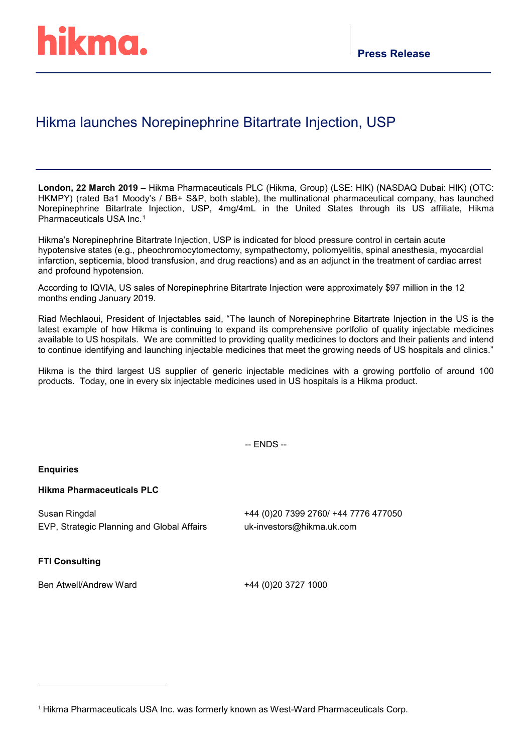hikma.

**Press Release**

# Hikma launches Norepinephrine Bitartrate Injection, USP

**London, 22 March 2019** – Hikma Pharmaceuticals PLC (Hikma, Group) (LSE: HIK) (NASDAQ Dubai: HIK) (OTC: HKMPY) (rated Ba1 Moody's / BB+ S&P, both stable), the multinational pharmaceutical company, has launched Norepinephrine Bitartrate Injection, USP, 4mg/4mL in the United States through its US affiliate, Hikma Pharmaceuticals USA Inc.[1]

Hikma's Norepinephrine Bitartrate Injection, USP is indicated for blood pressure control in certain acute hypotensive states (e.g., pheochromocytomectomy, sympathectomy, poliomyelitis, spinal anesthesia, myocardial infarction, septicemia, blood transfusion, and drug reactions) and as an adjunct in the treatment of cardiac arrest and profound hypotension.

According to IQVIA, US sales of Norepinephrine Bitartrate Injection were approximately $97 million in the 12 months ending January 2019.

Riad Mechlaoui, President of Injectables said, "The launch of Norepinephrine Bitartrate Injection in the US is the latest example of how Hikma is continuing to expand its comprehensive portfolio of quality injectable medicines available to US hospitals. We are committed to providing quality medicines to doctors and their patients and intend to continue identifying and launching injectable medicines that meet the growing needs of US hospitals and clinics."

Hikma is the third largest US supplier of generic injectable medicines with a growing portfolio of around 100 products. Today, one in every six injectable medicines used in US hospitals is a Hikma product.

-- ENDS --

**Enquiries**

**Hikma Pharmaceuticals PLC**

Susan Ringdal
EVP, Strategic Planning and Global Affairs

+44 (0)20 7399 2760/ +44 7776 477050
uk-investors@hikma.uk.com

**FTI Consulting**

Ben Atwell/Andrew Ward

+44 (0)20 3727 1000

[1] Hikma Pharmaceuticals USA Inc. was formerly known as West-Ward Pharmaceuticals Corp.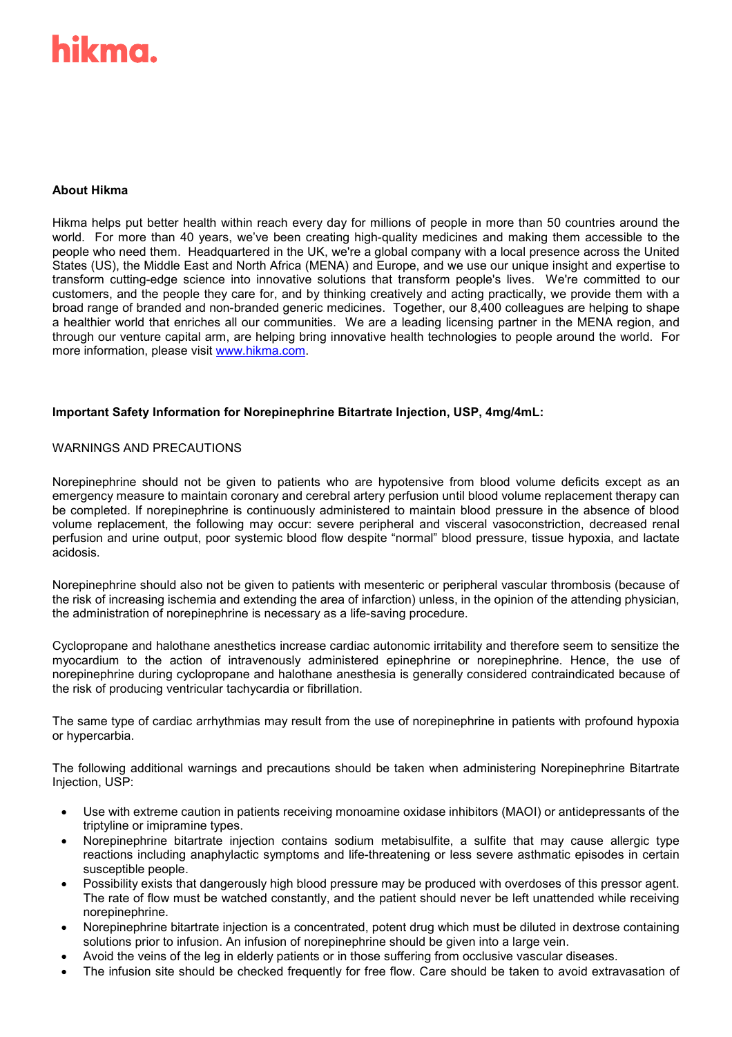**About Hikma**

Hikma helps put better health within reach every day for millions of people in more than 50 countries around the world. For more than 40 years, we've been creating high-quality medicines and making them accessible to the people who need them. Headquartered in the UK, we're a global company with a local presence across the United States (US), the Middle East and North Africa (MENA) and Europe, and we use our unique insight and expertise to transform cutting-edge science into innovative solutions that transform people's lives. We're committed to our customers, and the people they care for, and by thinking creatively and acting practically, we provide them with a broad range of branded and non-branded generic medicines. Together, our 8,400 colleagues are helping to shape a healthier world that enriches all our communities. We are a leading licensing partner in the MENA region, and through our venture capital arm, are helping bring innovative health technologies to people around the world. For more information, please visit [www.hikma.com](http://www.hikma.com).

**Important Safety Information for Norepinephrine Bitartrate Injection, USP, 4mg/4mL:**

WARNINGS AND PRECAUTIONS

Norepinephrine should not be given to patients who are hypotensive from blood volume deficits except as an emergency measure to maintain coronary and cerebral artery perfusion until blood volume replacement therapy can be completed. If norepinephrine is continuously administered to maintain blood pressure in the absence of blood volume replacement, the following may occur: severe peripheral and visceral vasoconstriction, decreased renal perfusion and urine output, poor systemic blood flow despite "normal" blood pressure, tissue hypoxia, and lactate acidosis.

Norepinephrine should also not be given to patients with mesenteric or peripheral vascular thrombosis (because of the risk of increasing ischemia and extending the area of infarction) unless, in the opinion of the attending physician, the administration of norepinephrine is necessary as a life-saving procedure.

Cyclopropane and halothane anesthetics increase cardiac autonomic irritability and therefore seem to sensitize the myocardium to the action of intravenously administered epinephrine or norepinephrine. Hence, the use of norepinephrine during cyclopropane and halothane anesthesia is generally considered contraindicated because of the risk of producing ventricular tachycardia or fibrillation.

The same type of cardiac arrhythmias may result from the use of norepinephrine in patients with profound hypoxia or hypercarbia.

The following additional warnings and precautions should be taken when administering Norepinephrine Bitartrate Injection, USP:

- Use with extreme caution in patients receiving monoamine oxidase inhibitors (MAOI) or antidepressants of the triptyline or imipramine types.
- Norepinephrine bitartrate injection contains sodium metabisulfite, a sulfite that may cause allergic type reactions including anaphylactic symptoms and life-threatening or less severe asthmatic episodes in certain susceptible people.
- Possibility exists that dangerously high blood pressure may be produced with overdoses of this pressor agent. The rate of flow must be watched constantly, and the patient should never be left unattended while receiving norepinephrine.
- Norepinephrine bitartrate injection is a concentrated, potent drug which must be diluted in dextrose containing solutions prior to infusion. An infusion of norepinephrine should be given into a large vein.
- Avoid the veins of the leg in elderly patients or in those suffering from occlusive vascular diseases.
- The infusion site should be checked frequently for free flow. Care should be taken to avoid extravasation of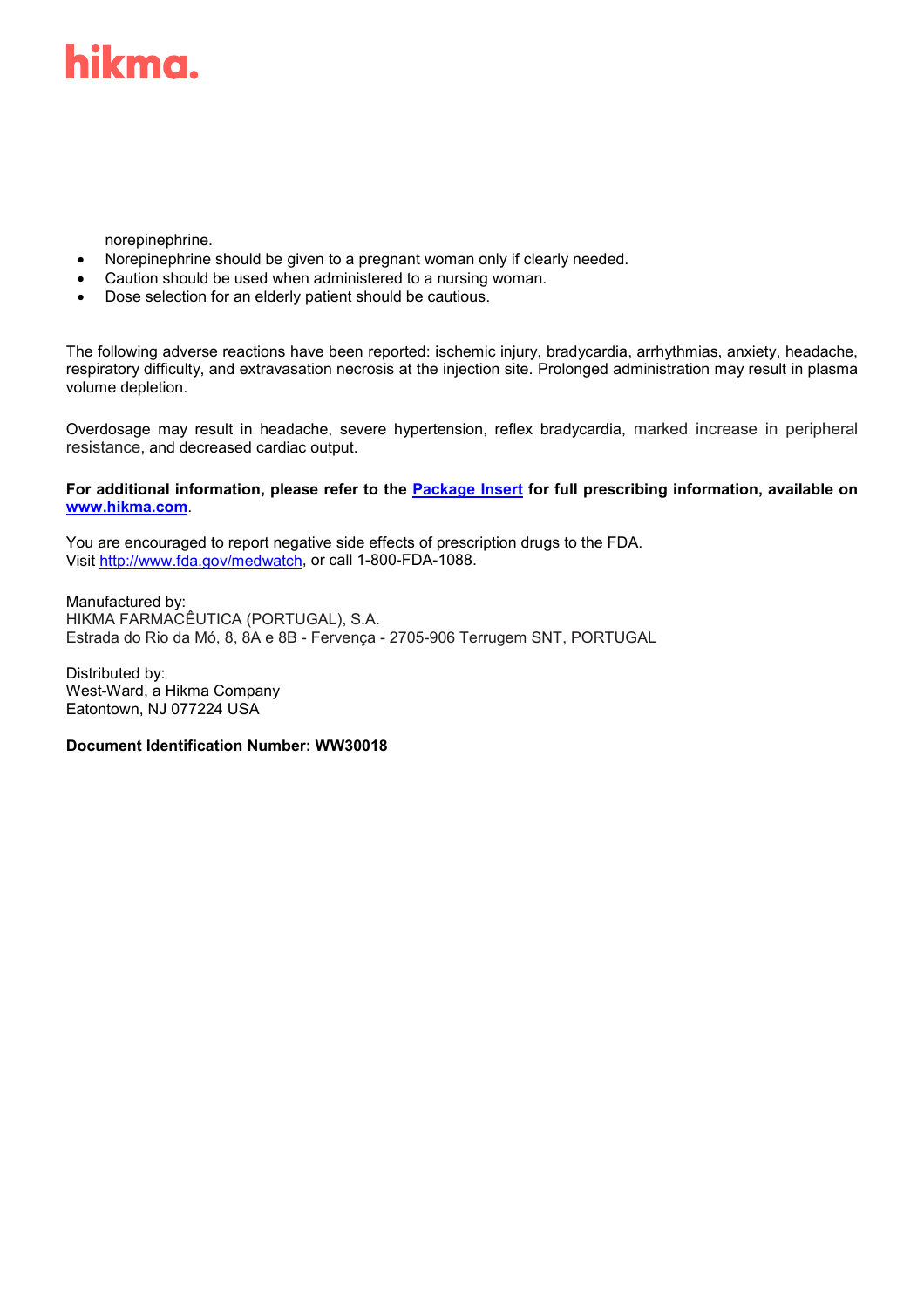norepinephrine.

- Norepinephrine should be given to a pregnant woman only if clearly needed.
- Caution should be used when administered to a nursing woman.
- Dose selection for an elderly patient should be cautious.

The following adverse reactions have been reported: ischemic injury, bradycardia, arrhythmias, anxiety, headache, respiratory difficulty, and extravasation necrosis at the injection site. Prolonged administration may result in plasma volume depletion.

Overdosage may result in headache, severe hypertension, reflex bradycardia, marked increase in peripheral resistance, and decreased cardiac output.

**For additional information, please refer to the [Package Insert] for full prescribing information, available on [www.hikma.com].**

You are encouraged to report negative side effects of prescription drugs to the FDA.
Visit http://www.fda.gov/medwatch, or call 1-800-FDA-1088.

Manufactured by:
HIKMA FARMACÊUTICA (PORTUGAL), S.A.
Estrada do Rio da Mó, 8, 8A e 8B - Fervença - 2705-906 Terrugem SNT, PORTUGAL

Distributed by:
West-Ward, a Hikma Company
Eatontown, NJ 077224 USA

**Document Identification Number: WW30018**